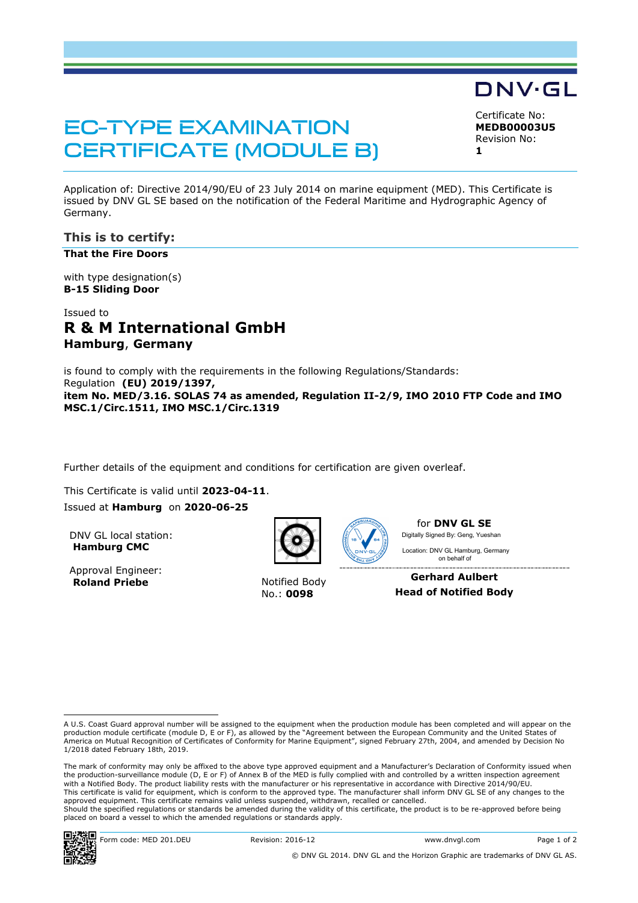DNV·GL

# EC-TYPE EXAMINATION CERTIFICATE (MODULE B)

Certificate No:
**MEDB00003U5**
Revision No:
**1**

Application of: Directive 2014/90/EU of 23 July 2014 on marine equipment (MED). This Certificate is issued by DNV GL SE based on the notification of the Federal Maritime and Hydrographic Agency of Germany.

## This is to certify:

**That the Fire Doors**

with type designation(s)
**B-15 Sliding Door**

Issued to
## R & M International GmbH
**Hamburg, Germany**

is found to comply with the requirements in the following Regulations/Standards:
Regulation **(EU) 2019/1397,**
**item No. MED/3.16. SOLAS 74 as amended, Regulation II-2/9, IMO 2010 FTP Code and IMO MSC.1/Circ.1511, IMO MSC.1/Circ.1319**

Further details of the equipment and conditions for certification are given overleaf.

This Certificate is valid until **2023-04-11**.
Issued at **Hamburg** on **2020-06-25**

DNV GL local station:
**Hamburg CMC**

Approval Engineer:
**Roland Priebe**

Notified Body
No.: **0098**

for **DNV GL SE**
Digitally Signed By: Geng, Yueshan
Location: DNV GL Hamburg, Germany
on behalf of

**Gerhard Aulbert**
**Head of Notified Body**

A U.S. Coast Guard approval number will be assigned to the equipment when the production module has been completed and will appear on the production module certificate (module D, E or F), as allowed by the "Agreement between the European Community and the United States of America on Mutual Recognition of Certificates of Conformity for Marine Equipment", signed February 27th, 2004, and amended by Decision No 1/2018 dated February 18th, 2019.

The mark of conformity may only be affixed to the above type approved equipment and a Manufacturer's Declaration of Conformity issued when the production-surveillance module (D, E or F) of Annex B of the MED is fully complied with and controlled by a written inspection agreement with a Notified Body. The product liability rests with the manufacturer or his representative in accordance with Directive 2014/90/EU.
This certificate is valid for equipment, which is conform to the approved type. The manufacturer shall inform DNV GL SE of any changes to the approved equipment. This certificate remains valid unless suspended, withdrawn, recalled or cancelled.
Should the specified regulations or standards be amended during the validity of this certificate, the product is to be re-approved before being placed on board a vessel to which the amended regulations or standards apply.

Form code: MED 201.DEU | Revision: 2016-12 | www.dnvgl.com

© DNV GL 2014. DNV GL and the Horizon Graphic are trademarks of DNV GL AS.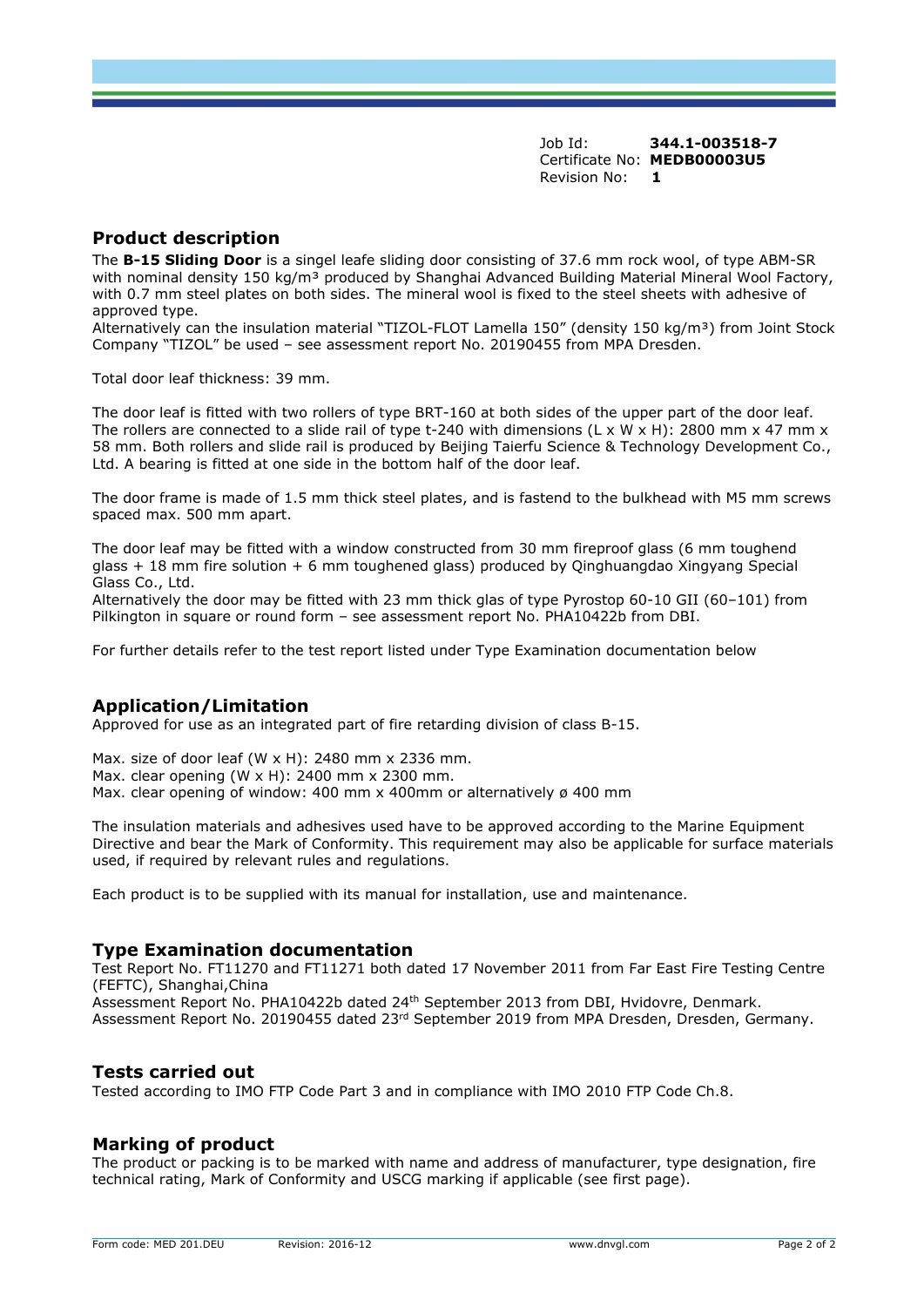Job Id: **344.1-003518-7**
Certificate No: **MEDB00003U5**
Revision No: **1**

## Product description

The **B-15 Sliding Door** is a singel leafe sliding door consisting of 37.6 mm rock wool, of type ABM-SR with nominal density 150 kg/m³ produced by Shanghai Advanced Building Material Mineral Wool Factory, with 0.7 mm steel plates on both sides. The mineral wool is fixed to the steel sheets with adhesive of approved type.
Alternatively can the insulation material "TIZOL-FLOT Lamella 150" (density 150 kg/m³) from Joint Stock Company "TIZOL" be used – see assessment report No. 20190455 from MPA Dresden.

Total door leaf thickness: 39 mm.

The door leaf is fitted with two rollers of type BRT-160 at both sides of the upper part of the door leaf. The rollers are connected to a slide rail of type t-240 with dimensions (L x W x H): 2800 mm x 47 mm x 58 mm. Both rollers and slide rail is produced by Beijing Taierfu Science & Technology Development Co., Ltd. A bearing is fitted at one side in the bottom half of the door leaf.

The door frame is made of 1.5 mm thick steel plates, and is fastend to the bulkhead with M5 mm screws spaced max. 500 mm apart.

The door leaf may be fitted with a window constructed from 30 mm fireproof glass (6 mm toughend glass + 18 mm fire solution + 6 mm toughened glass) produced by Qinghuangdao Xingyang Special Glass Co., Ltd.
Alternatively the door may be fitted with 23 mm thick glas of type Pyrostop 60-10 GII (60–101) from Pilkington in square or round form – see assessment report No. PHA10422b from DBI.

For further details refer to the test report listed under Type Examination documentation below

## Application/Limitation

Approved for use as an integrated part of fire retarding division of class B-15.

Max. size of door leaf (W x H): 2480 mm x 2336 mm.
Max. clear opening (W x H): 2400 mm x 2300 mm.
Max. clear opening of window: 400 mm x 400mm or alternatively ø 400 mm

The insulation materials and adhesives used have to be approved according to the Marine Equipment Directive and bear the Mark of Conformity. This requirement may also be applicable for surface materials used, if required by relevant rules and regulations.

Each product is to be supplied with its manual for installation, use and maintenance.

## Type Examination documentation

Test Report No. FT11270 and FT11271 both dated 17 November 2011 from Far East Fire Testing Centre (FEFTC), Shanghai,China
Assessment Report No. PHA10422b dated 24th September 2013 from DBI, Hvidovre, Denmark.
Assessment Report No. 20190455 dated 23rd September 2019 from MPA Dresden, Dresden, Germany.

## Tests carried out

Tested according to IMO FTP Code Part 3 and in compliance with IMO 2010 FTP Code Ch.8.

## Marking of product

The product or packing is to be marked with name and address of manufacturer, type designation, fire technical rating, Mark of Conformity and USCG marking if applicable (see first page).